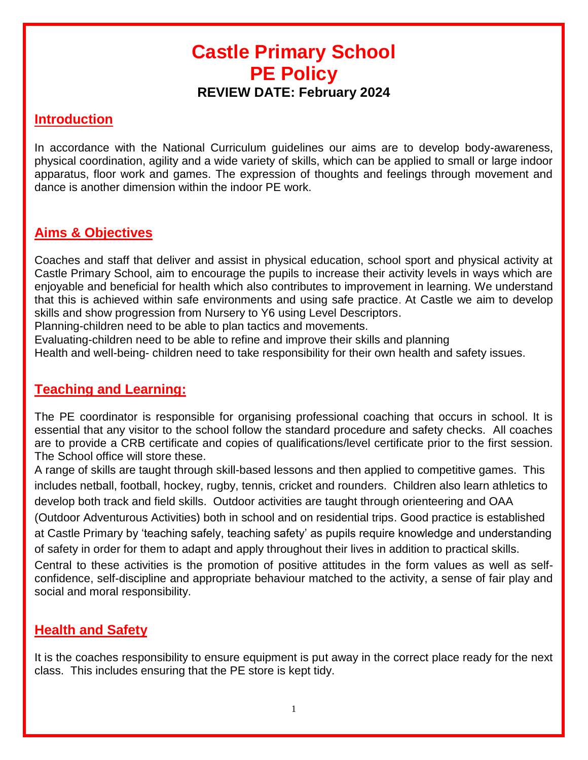# Castle Primary School
# PE Policy

**REVIEW DATE: February 2024**

## Introduction

In accordance with the National Curriculum guidelines our aims are to develop body-awareness, physical coordination, agility and a wide variety of skills, which can be applied to small or large indoor apparatus, floor work and games. The expression of thoughts and feelings through movement and dance is another dimension within the indoor PE work.

## Aims & Objectives

Coaches and staff that deliver and assist in physical education, school sport and physical activity at Castle Primary School, aim to encourage the pupils to increase their activity levels in ways which are enjoyable and beneficial for health which also contributes to improvement in learning. We understand that this is achieved within safe environments and using safe practice. At Castle we aim to develop skills and show progression from Nursery to Y6 using Level Descriptors.

Planning-children need to be able to plan tactics and movements.

Evaluating-children need to be able to refine and improve their skills and planning

Health and well-being- children need to take responsibility for their own health and safety issues.

## Teaching and Learning:

The PE coordinator is responsible for organising professional coaching that occurs in school. It is essential that any visitor to the school follow the standard procedure and safety checks. All coaches are to provide a CRB certificate and copies of qualifications/level certificate prior to the first session. The School office will store these.

A range of skills are taught through skill-based lessons and then applied to competitive games. This includes netball, football, hockey, rugby, tennis, cricket and rounders. Children also learn athletics to develop both track and field skills. Outdoor activities are taught through orienteering and OAA (Outdoor Adventurous Activities) both in school and on residential trips. Good practice is established at Castle Primary by 'teaching safely, teaching safety' as pupils require knowledge and understanding of safety in order for them to adapt and apply throughout their lives in addition to practical skills.

Central to these activities is the promotion of positive attitudes in the form values as well as self-confidence, self-discipline and appropriate behaviour matched to the activity, a sense of fair play and social and moral responsibility.

## Health and Safety

It is the coaches responsibility to ensure equipment is put away in the correct place ready for the next class. This includes ensuring that the PE store is kept tidy.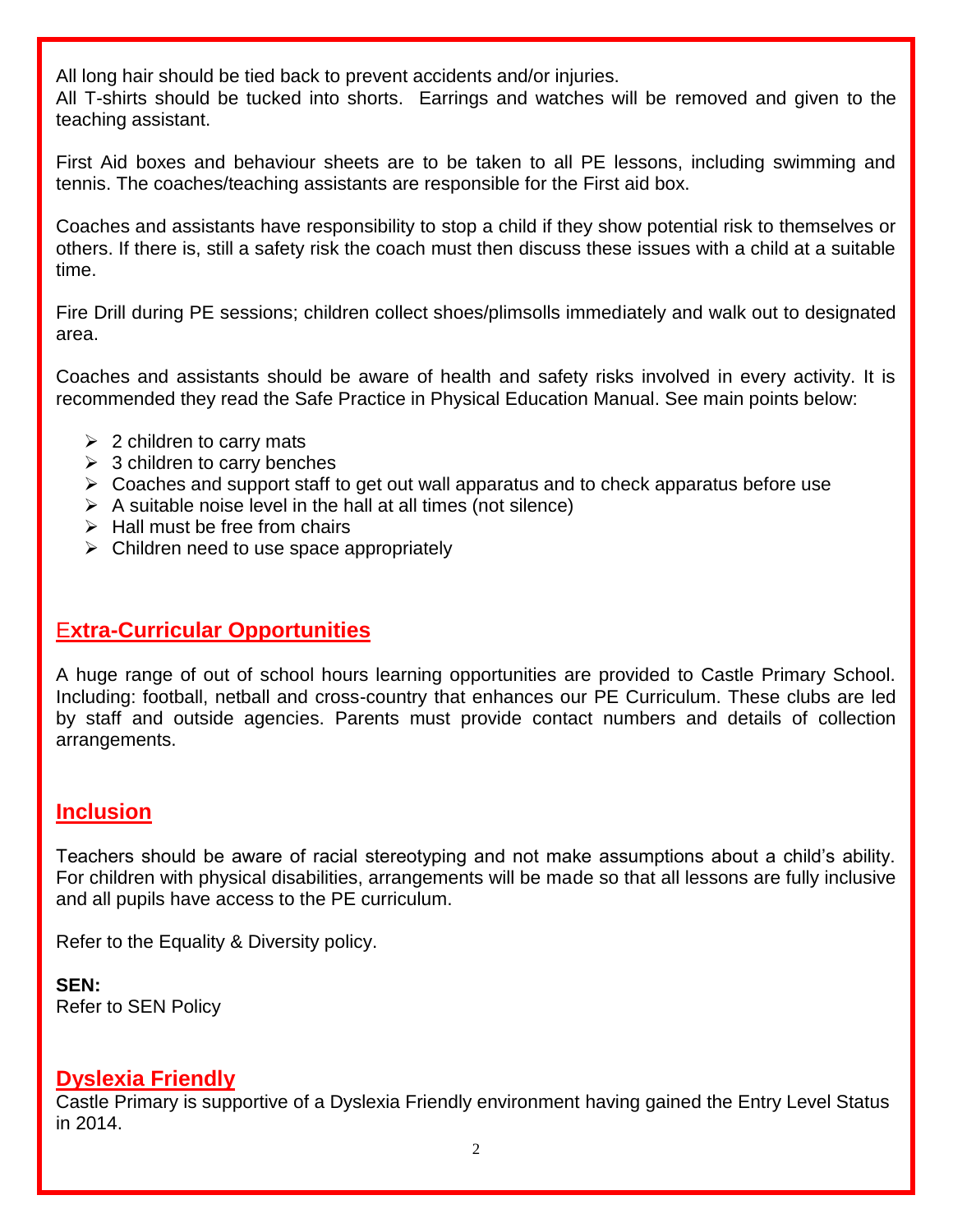All long hair should be tied back to prevent accidents and/or injuries.
All T-shirts should be tucked into shorts. Earrings and watches will be removed and given to the teaching assistant.

First Aid boxes and behaviour sheets are to be taken to all PE lessons, including swimming and tennis. The coaches/teaching assistants are responsible for the First aid box.

Coaches and assistants have responsibility to stop a child if they show potential risk to themselves or others. If there is, still a safety risk the coach must then discuss these issues with a child at a suitable time.

Fire Drill during PE sessions; children collect shoes/plimsolls immediately and walk out to designated area.

Coaches and assistants should be aware of health and safety risks involved in every activity. It is recommended they read the Safe Practice in Physical Education Manual. See main points below:

- 2 children to carry mats
- 3 children to carry benches
- Coaches and support staff to get out wall apparatus and to check apparatus before use
- A suitable noise level in the hall at all times (not silence)
- Hall must be free from chairs
- Children need to use space appropriately

## Extra-Curricular Opportunities

A huge range of out of school hours learning opportunities are provided to Castle Primary School. Including: football, netball and cross-country that enhances our PE Curriculum. These clubs are led by staff and outside agencies. Parents must provide contact numbers and details of collection arrangements.

## Inclusion

Teachers should be aware of racial stereotyping and not make assumptions about a child's ability. For children with physical disabilities, arrangements will be made so that all lessons are fully inclusive and all pupils have access to the PE curriculum.

Refer to the Equality & Diversity policy.

**SEN:**
Refer to SEN Policy

## Dyslexia Friendly

Castle Primary is supportive of a Dyslexia Friendly environment having gained the Entry Level Status in 2014.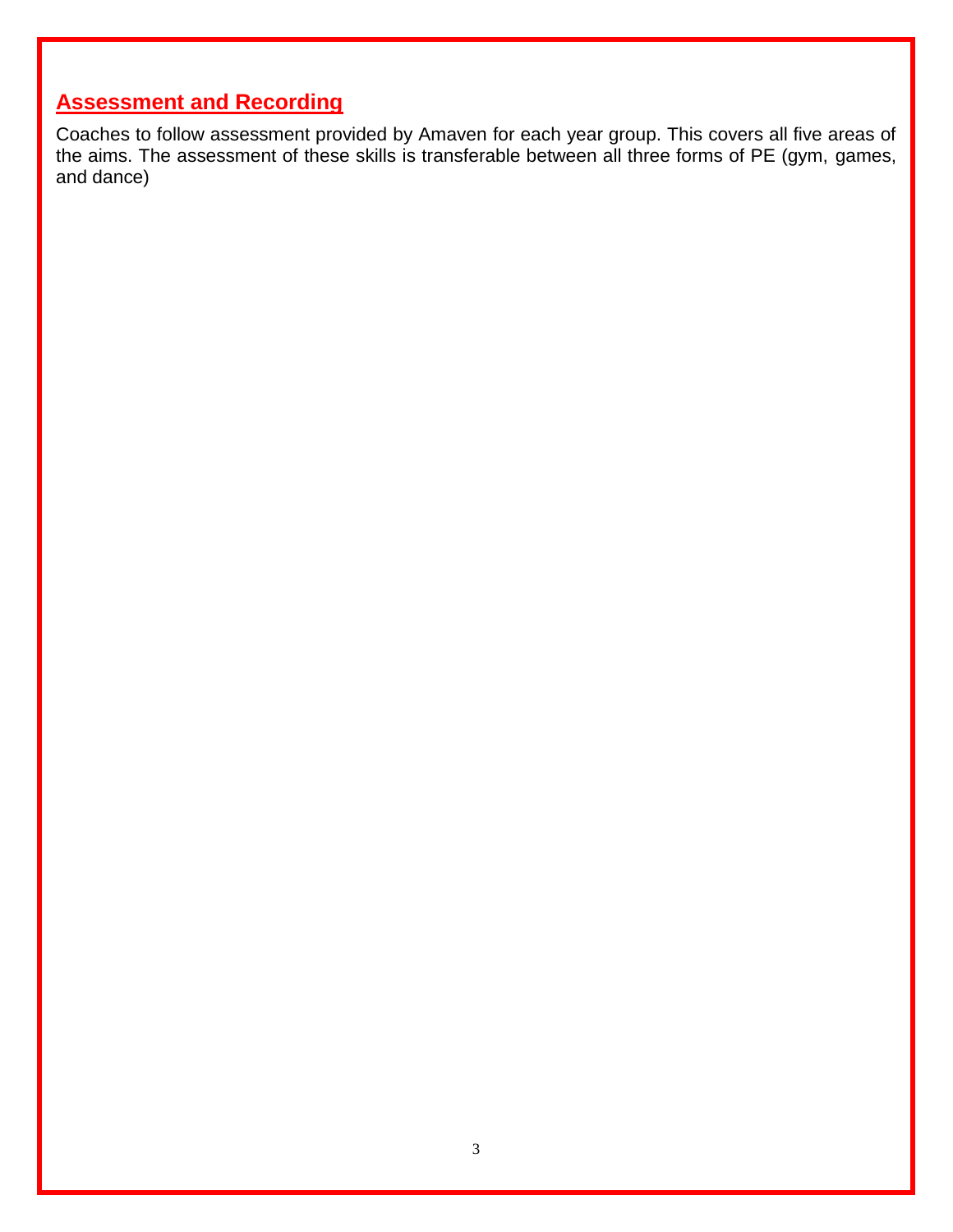## Assessment and Recording

Coaches to follow assessment provided by Amaven for each year group. This covers all five areas of the aims. The assessment of these skills is transferable between all three forms of PE (gym, games, and dance)